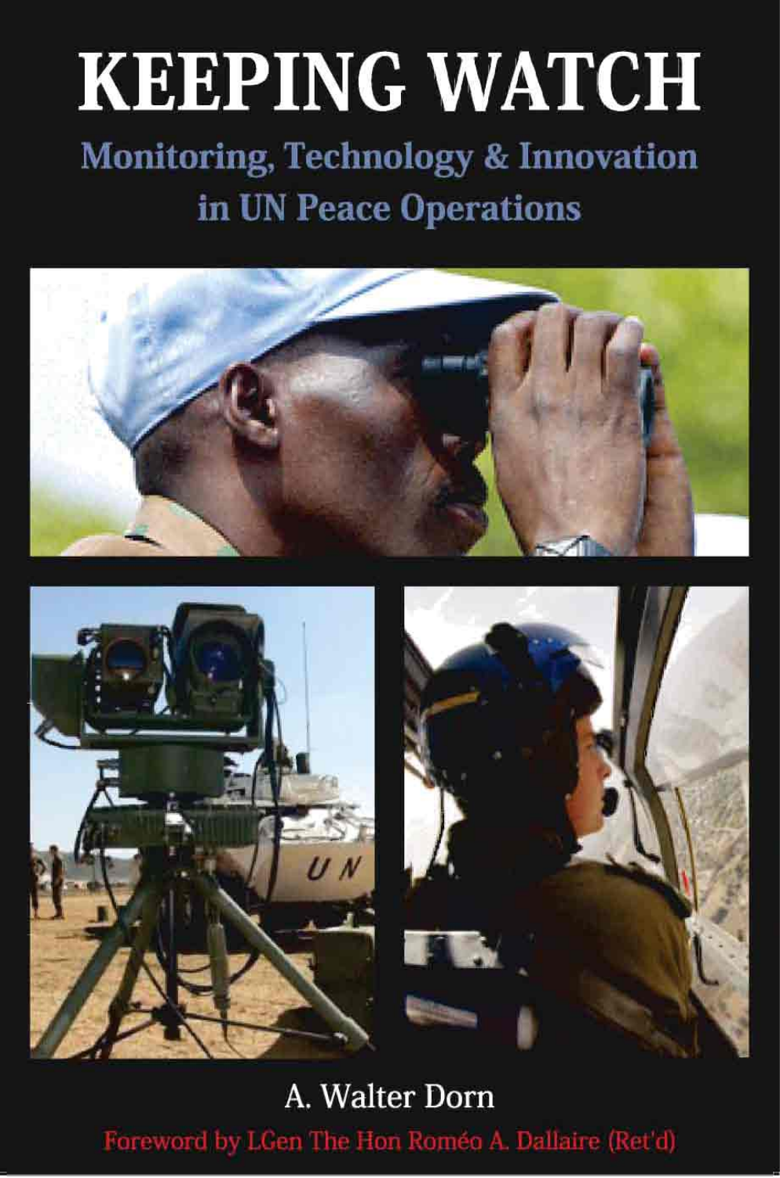# KEEPING WATCH

## Monitoring, Technology & Innovation in UN Peace Operations

A. Walter Dorn

Foreword by LGen The Hon Roméo A. Dallaire (Ret'd)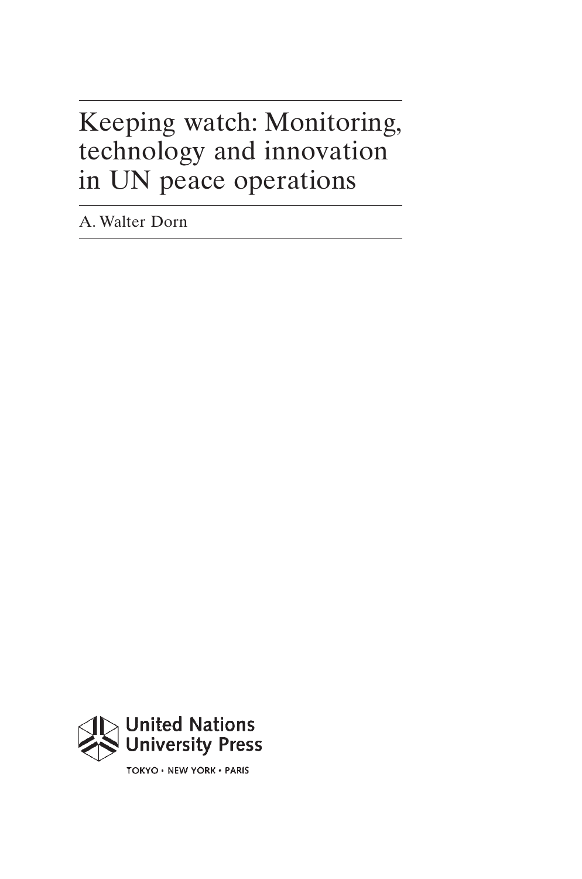# Keeping watch: Monitoring, technology and innovation in UN peace operations

A. Walter Dorn

United Nations University Press

TOKYO • NEW YORK • PARIS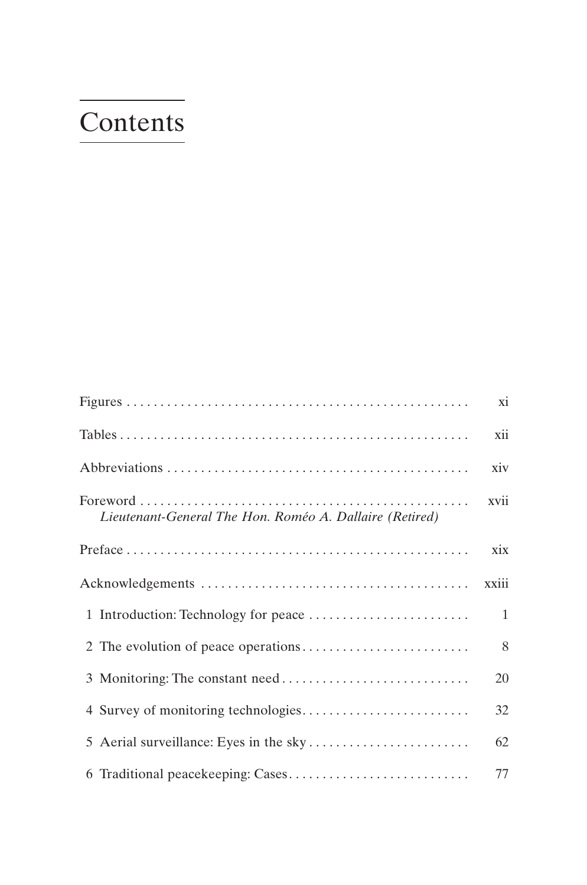# Contents

| | |
|---|---|
| Figures | xi |
| Tables | xii |
| Abbreviations | xiv |
| Foreword<br>*Lieutenant-General The Hon. Roméo A. Dallaire (Retired)* | xvii |
| Preface | xix |
| Acknowledgements | xxiii |
| 1 Introduction: Technology for peace | 1 |
| 2 The evolution of peace operations | 8 |
| 3 Monitoring: The constant need | 20 |
| 4 Survey of monitoring technologies | 32 |
| 5 Aerial surveillance: Eyes in the sky | 62 |
| 6 Traditional peacekeeping: Cases | 77 |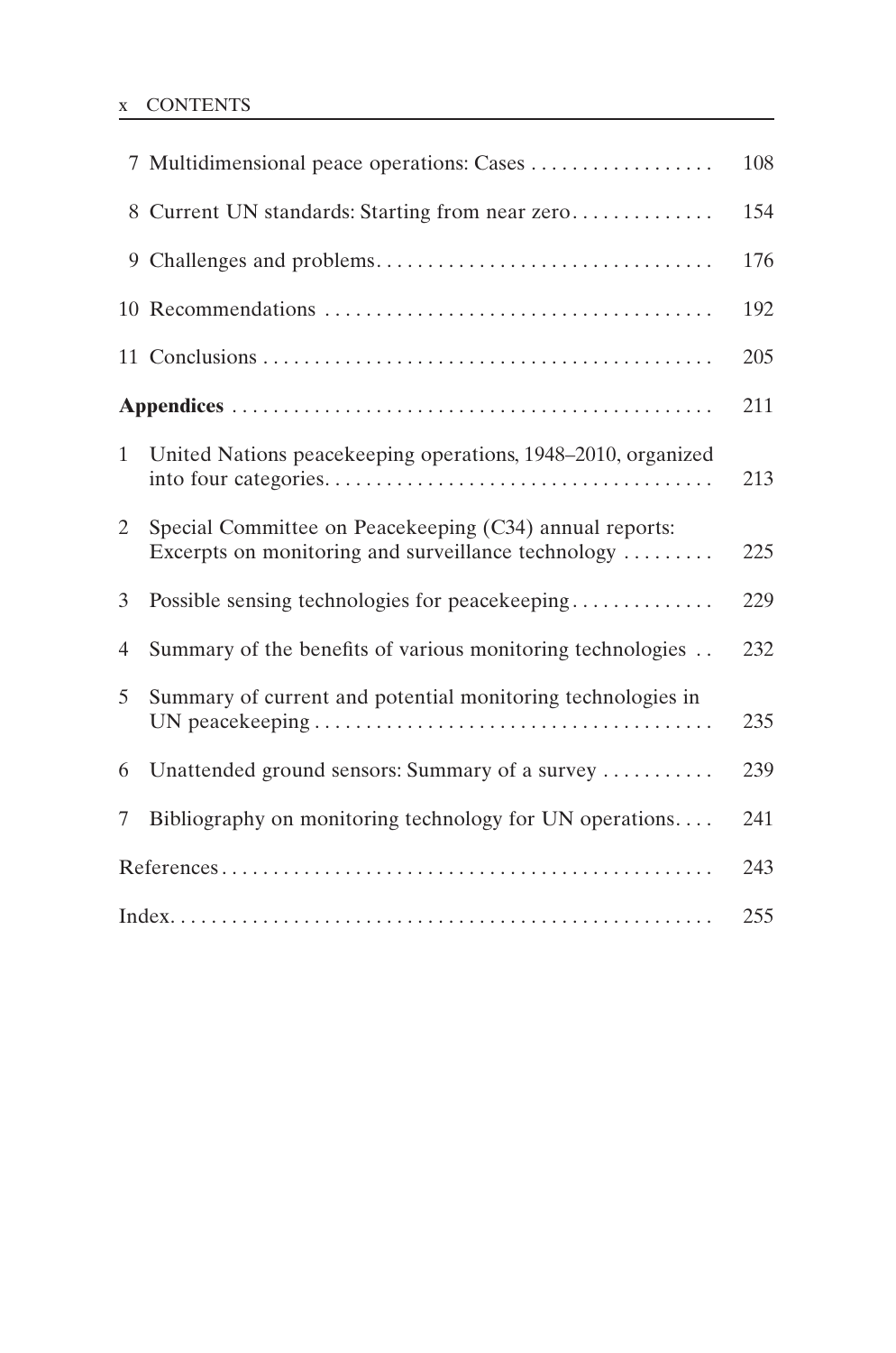7 Multidimensional peace operations: Cases .................. 108

8 Current UN standards: Starting from near zero.............. 154

9 Challenges and problems................................. 176

10 Recommendations ...................................... 192

11 Conclusions ............................................ 205

**Appendices** ............................................... 211

1 United Nations peacekeeping operations, 1948–2010, organized into four categories...................................... 213

2 Special Committee on Peacekeeping (C34) annual reports: Excerpts on monitoring and surveillance technology ......... 225

3 Possible sensing technologies for peacekeeping.............. 229

4 Summary of the benefits of various monitoring technologies .. 232

5 Summary of current and potential monitoring technologies in UN peacekeeping ....................................... 235

6 Unattended ground sensors: Summary of a survey ........... 239

7 Bibliography on monitoring technology for UN operations.... 241

References................................................ 243

Index..................................................... 255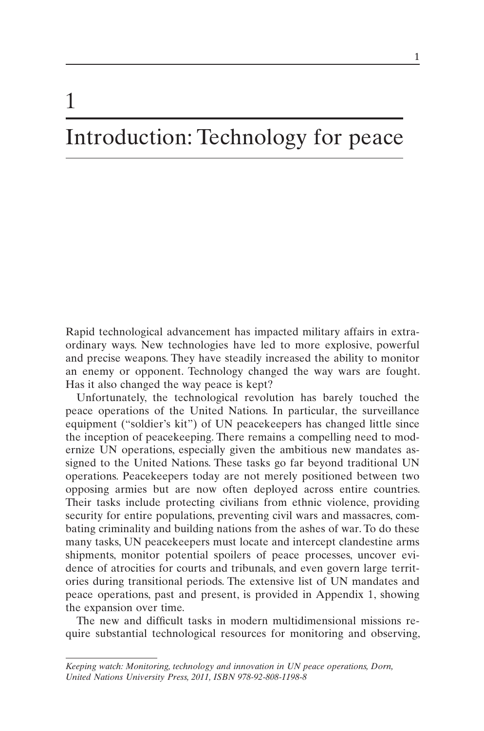# 1

# Introduction: Technology for peace

Rapid technological advancement has impacted military affairs in extraordinary ways. New technologies have led to more explosive, powerful and precise weapons. They have steadily increased the ability to monitor an enemy or opponent. Technology changed the way wars are fought. Has it also changed the way peace is kept?

Unfortunately, the technological revolution has barely touched the peace operations of the United Nations. In particular, the surveillance equipment ("soldier's kit") of UN peacekeepers has changed little since the inception of peacekeeping. There remains a compelling need to modernize UN operations, especially given the ambitious new mandates assigned to the United Nations. These tasks go far beyond traditional UN operations. Peacekeepers today are not merely positioned between two opposing armies but are now often deployed across entire countries. Their tasks include protecting civilians from ethnic violence, providing security for entire populations, preventing civil wars and massacres, combating criminality and building nations from the ashes of war. To do these many tasks, UN peacekeepers must locate and intercept clandestine arms shipments, monitor potential spoilers of peace processes, uncover evidence of atrocities for courts and tribunals, and even govern large territories during transitional periods. The extensive list of UN mandates and peace operations, past and present, is provided in Appendix 1, showing the expansion over time.

The new and difficult tasks in modern multidimensional missions require substantial technological resources for monitoring and observing,

*Keeping watch: Monitoring, technology and innovation in UN peace operations, Dorn, United Nations University Press, 2011, ISBN 978-92-808-1198-8*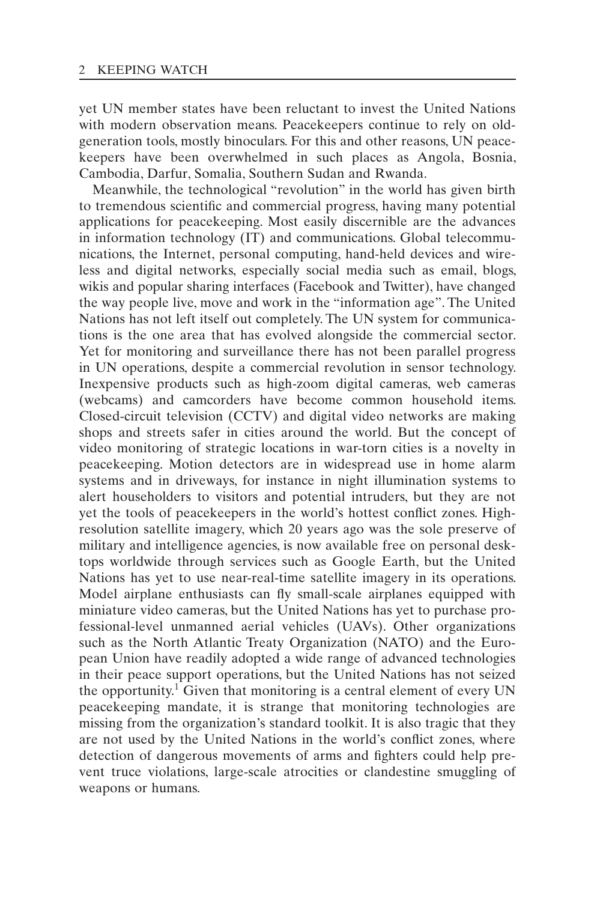yet UN member states have been reluctant to invest the United Nations with modern observation means. Peacekeepers continue to rely on old-generation tools, mostly binoculars. For this and other reasons, UN peacekeepers have been overwhelmed in such places as Angola, Bosnia, Cambodia, Darfur, Somalia, Southern Sudan and Rwanda.

Meanwhile, the technological "revolution" in the world has given birth to tremendous scientific and commercial progress, having many potential applications for peacekeeping. Most easily discernible are the advances in information technology (IT) and communications. Global telecommunications, the Internet, personal computing, hand-held devices and wireless and digital networks, especially social media such as email, blogs, wikis and popular sharing interfaces (Facebook and Twitter), have changed the way people live, move and work in the "information age". The United Nations has not left itself out completely. The UN system for communications is the one area that has evolved alongside the commercial sector. Yet for monitoring and surveillance there has not been parallel progress in UN operations, despite a commercial revolution in sensor technology. Inexpensive products such as high-zoom digital cameras, web cameras (webcams) and camcorders have become common household items. Closed-circuit television (CCTV) and digital video networks are making shops and streets safer in cities around the world. But the concept of video monitoring of strategic locations in war-torn cities is a novelty in peacekeeping. Motion detectors are in widespread use in home alarm systems and in driveways, for instance in night illumination systems to alert householders to visitors and potential intruders, but they are not yet the tools of peacekeepers in the world's hottest conflict zones. High-resolution satellite imagery, which 20 years ago was the sole preserve of military and intelligence agencies, is now available free on personal desktops worldwide through services such as Google Earth, but the United Nations has yet to use near-real-time satellite imagery in its operations. Model airplane enthusiasts can fly small-scale airplanes equipped with miniature video cameras, but the United Nations has yet to purchase professional-level unmanned aerial vehicles (UAVs). Other organizations such as the North Atlantic Treaty Organization (NATO) and the European Union have readily adopted a wide range of advanced technologies in their peace support operations, but the United Nations has not seized the opportunity.[1] Given that monitoring is a central element of every UN peacekeeping mandate, it is strange that monitoring technologies are missing from the organization's standard toolkit. It is also tragic that they are not used by the United Nations in the world's conflict zones, where detection of dangerous movements of arms and fighters could help prevent truce violations, large-scale atrocities or clandestine smuggling of weapons or humans.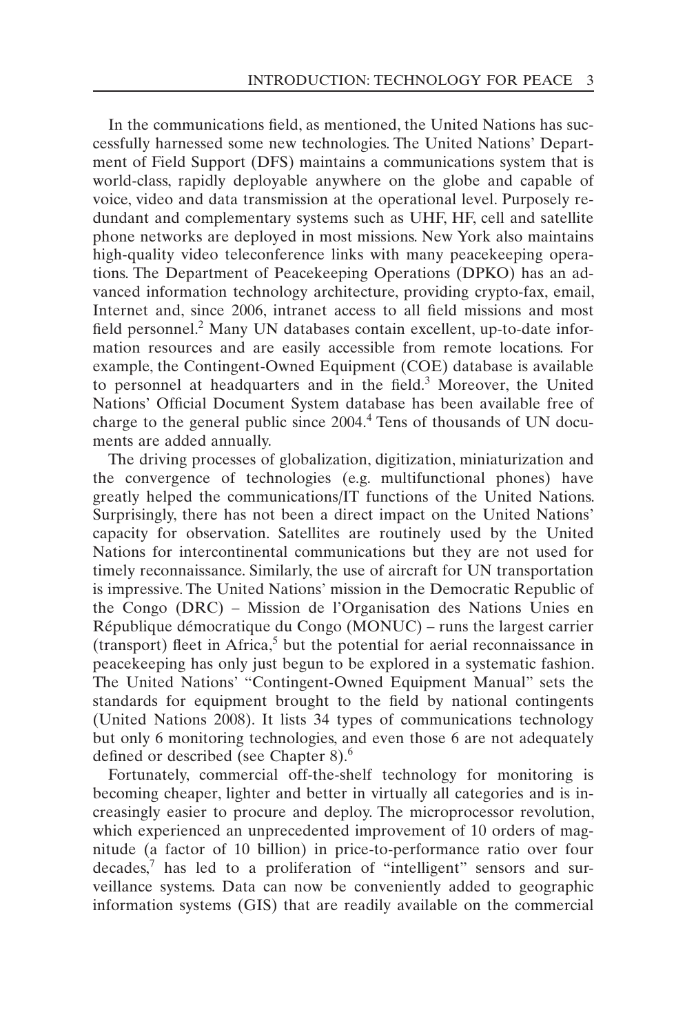In the communications field, as mentioned, the United Nations has successfully harnessed some new technologies. The United Nations' Department of Field Support (DFS) maintains a communications system that is world-class, rapidly deployable anywhere on the globe and capable of voice, video and data transmission at the operational level. Purposely redundant and complementary systems such as UHF, HF, cell and satellite phone networks are deployed in most missions. New York also maintains high-quality video teleconference links with many peacekeeping operations. The Department of Peacekeeping Operations (DPKO) has an advanced information technology architecture, providing crypto-fax, email, Internet and, since 2006, intranet access to all field missions and most field personnel.[2] Many UN databases contain excellent, up-to-date information resources and are easily accessible from remote locations. For example, the Contingent-Owned Equipment (COE) database is available to personnel at headquarters and in the field.[3] Moreover, the United Nations' Official Document System database has been available free of charge to the general public since 2004.[4] Tens of thousands of UN documents are added annually.

The driving processes of globalization, digitization, miniaturization and the convergence of technologies (e.g. multifunctional phones) have greatly helped the communications/IT functions of the United Nations. Surprisingly, there has not been a direct impact on the United Nations' capacity for observation. Satellites are routinely used by the United Nations for intercontinental communications but they are not used for timely reconnaissance. Similarly, the use of aircraft for UN transportation is impressive. The United Nations' mission in the Democratic Republic of the Congo (DRC) – Mission de l'Organisation des Nations Unies en République démocratique du Congo (MONUC) – runs the largest carrier (transport) fleet in Africa,[5] but the potential for aerial reconnaissance in peacekeeping has only just begun to be explored in a systematic fashion. The United Nations' "Contingent-Owned Equipment Manual" sets the standards for equipment brought to the field by national contingents (United Nations 2008). It lists 34 types of communications technology but only 6 monitoring technologies, and even those 6 are not adequately defined or described (see Chapter 8).[6]

Fortunately, commercial off-the-shelf technology for monitoring is becoming cheaper, lighter and better in virtually all categories and is increasingly easier to procure and deploy. The microprocessor revolution, which experienced an unprecedented improvement of 10 orders of magnitude (a factor of 10 billion) in price-to-performance ratio over four decades,[7] has led to a proliferation of "intelligent" sensors and surveillance systems. Data can now be conveniently added to geographic information systems (GIS) that are readily available on the commercial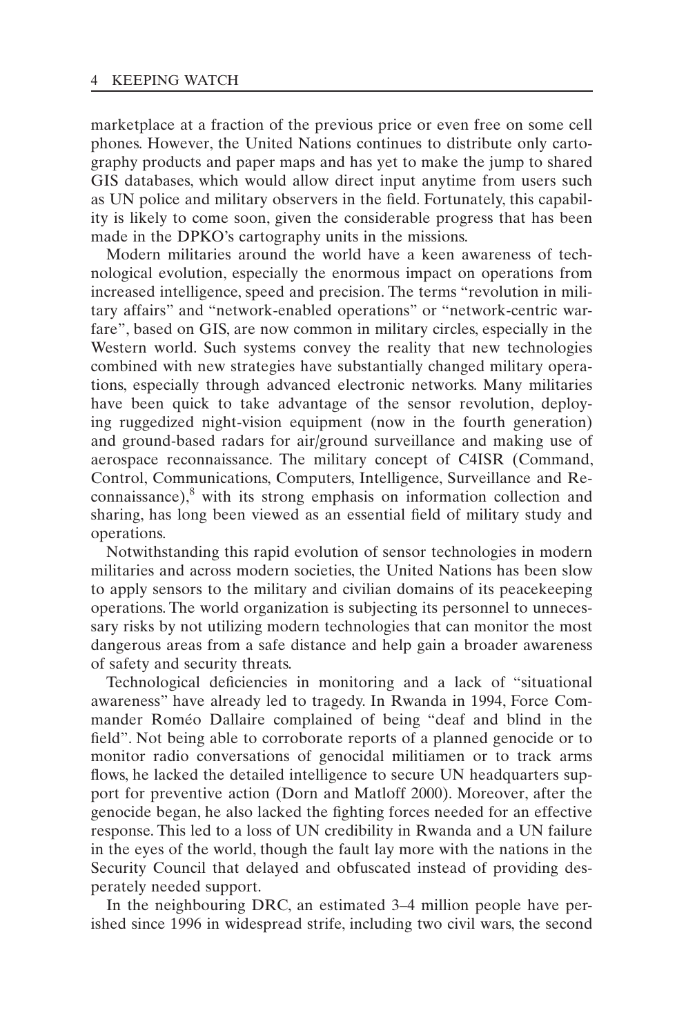marketplace at a fraction of the previous price or even free on some cell phones. However, the United Nations continues to distribute only cartography products and paper maps and has yet to make the jump to shared GIS databases, which would allow direct input anytime from users such as UN police and military observers in the field. Fortunately, this capability is likely to come soon, given the considerable progress that has been made in the DPKO's cartography units in the missions.

Modern militaries around the world have a keen awareness of technological evolution, especially the enormous impact on operations from increased intelligence, speed and precision. The terms "revolution in military affairs" and "network-enabled operations" or "network-centric warfare", based on GIS, are now common in military circles, especially in the Western world. Such systems convey the reality that new technologies combined with new strategies have substantially changed military operations, especially through advanced electronic networks. Many militaries have been quick to take advantage of the sensor revolution, deploying ruggedized night-vision equipment (now in the fourth generation) and ground-based radars for air/ground surveillance and making use of aerospace reconnaissance. The military concept of C4ISR (Command, Control, Communications, Computers, Intelligence, Surveillance and Reconnaissance),[8] with its strong emphasis on information collection and sharing, has long been viewed as an essential field of military study and operations.

Notwithstanding this rapid evolution of sensor technologies in modern militaries and across modern societies, the United Nations has been slow to apply sensors to the military and civilian domains of its peacekeeping operations. The world organization is subjecting its personnel to unnecessary risks by not utilizing modern technologies that can monitor the most dangerous areas from a safe distance and help gain a broader awareness of safety and security threats.

Technological deficiencies in monitoring and a lack of "situational awareness" have already led to tragedy. In Rwanda in 1994, Force Commander Roméo Dallaire complained of being "deaf and blind in the field". Not being able to corroborate reports of a planned genocide or to monitor radio conversations of genocidal militiamen or to track arms flows, he lacked the detailed intelligence to secure UN headquarters support for preventive action (Dorn and Matloff 2000). Moreover, after the genocide began, he also lacked the fighting forces needed for an effective response. This led to a loss of UN credibility in Rwanda and a UN failure in the eyes of the world, though the fault lay more with the nations in the Security Council that delayed and obfuscated instead of providing desperately needed support.

In the neighbouring DRC, an estimated 3–4 million people have perished since 1996 in widespread strife, including two civil wars, the second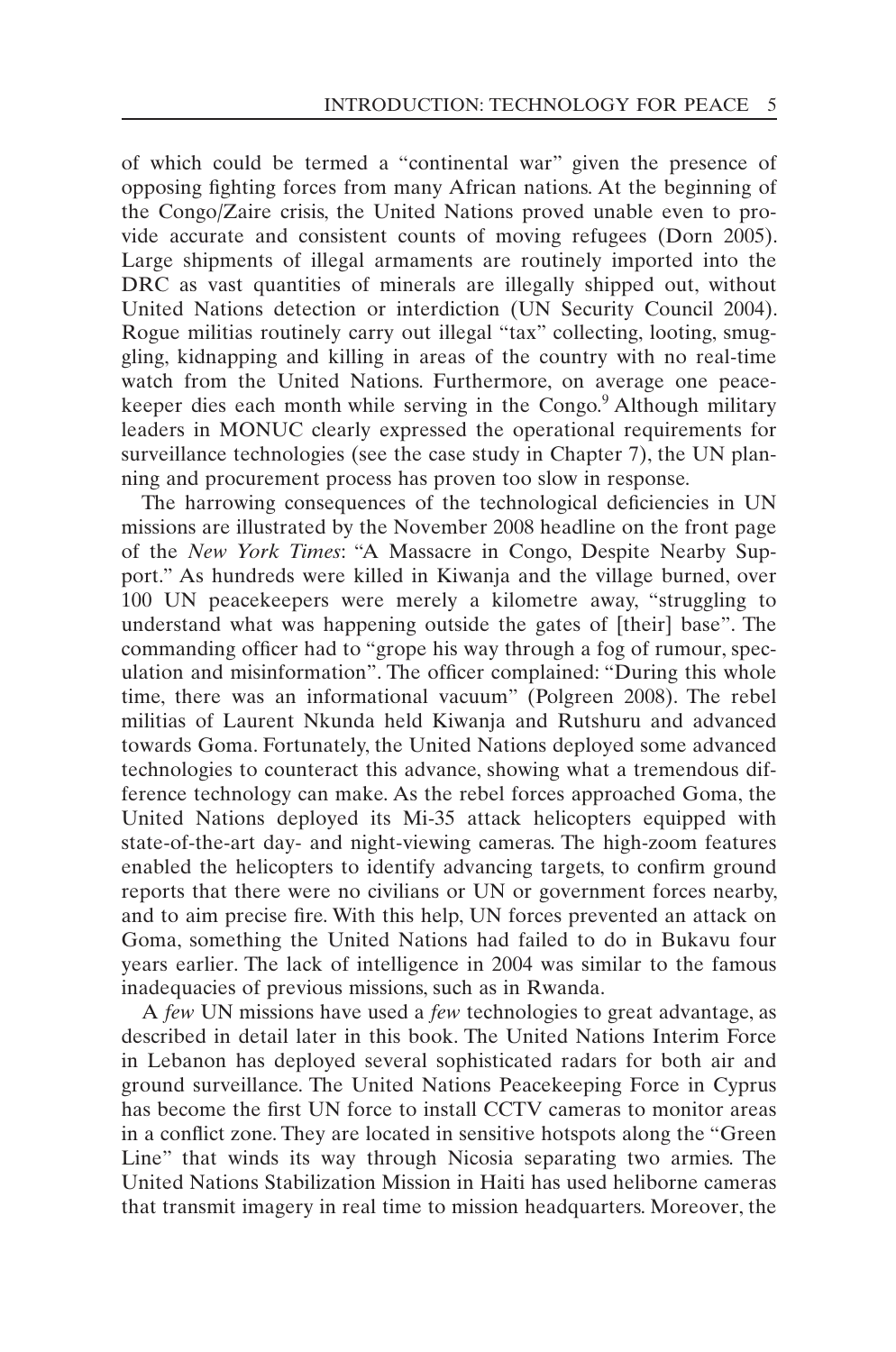of which could be termed a "continental war" given the presence of opposing fighting forces from many African nations. At the beginning of the Congo/Zaire crisis, the United Nations proved unable even to provide accurate and consistent counts of moving refugees (Dorn 2005). Large shipments of illegal armaments are routinely imported into the DRC as vast quantities of minerals are illegally shipped out, without United Nations detection or interdiction (UN Security Council 2004). Rogue militias routinely carry out illegal "tax" collecting, looting, smuggling, kidnapping and killing in areas of the country with no real-time watch from the United Nations. Furthermore, on average one peacekeeper dies each month while serving in the Congo.[9] Although military leaders in MONUC clearly expressed the operational requirements for surveillance technologies (see the case study in Chapter 7), the UN planning and procurement process has proven too slow in response.

The harrowing consequences of the technological deficiencies in UN missions are illustrated by the November 2008 headline on the front page of the *New York Times*: "A Massacre in Congo, Despite Nearby Support." As hundreds were killed in Kiwanja and the village burned, over 100 UN peacekeepers were merely a kilometre away, "struggling to understand what was happening outside the gates of [their] base". The commanding officer had to "grope his way through a fog of rumour, speculation and misinformation". The officer complained: "During this whole time, there was an informational vacuum" (Polgreen 2008). The rebel militias of Laurent Nkunda held Kiwanja and Rutshuru and advanced towards Goma. Fortunately, the United Nations deployed some advanced technologies to counteract this advance, showing what a tremendous difference technology can make. As the rebel forces approached Goma, the United Nations deployed its Mi-35 attack helicopters equipped with state-of-the-art day- and night-viewing cameras. The high-zoom features enabled the helicopters to identify advancing targets, to confirm ground reports that there were no civilians or UN or government forces nearby, and to aim precise fire. With this help, UN forces prevented an attack on Goma, something the United Nations had failed to do in Bukavu four years earlier. The lack of intelligence in 2004 was similar to the famous inadequacies of previous missions, such as in Rwanda.

A *few* UN missions have used a *few* technologies to great advantage, as described in detail later in this book. The United Nations Interim Force in Lebanon has deployed several sophisticated radars for both air and ground surveillance. The United Nations Peacekeeping Force in Cyprus has become the first UN force to install CCTV cameras to monitor areas in a conflict zone. They are located in sensitive hotspots along the "Green Line" that winds its way through Nicosia separating two armies. The United Nations Stabilization Mission in Haiti has used heliborne cameras that transmit imagery in real time to mission headquarters. Moreover, the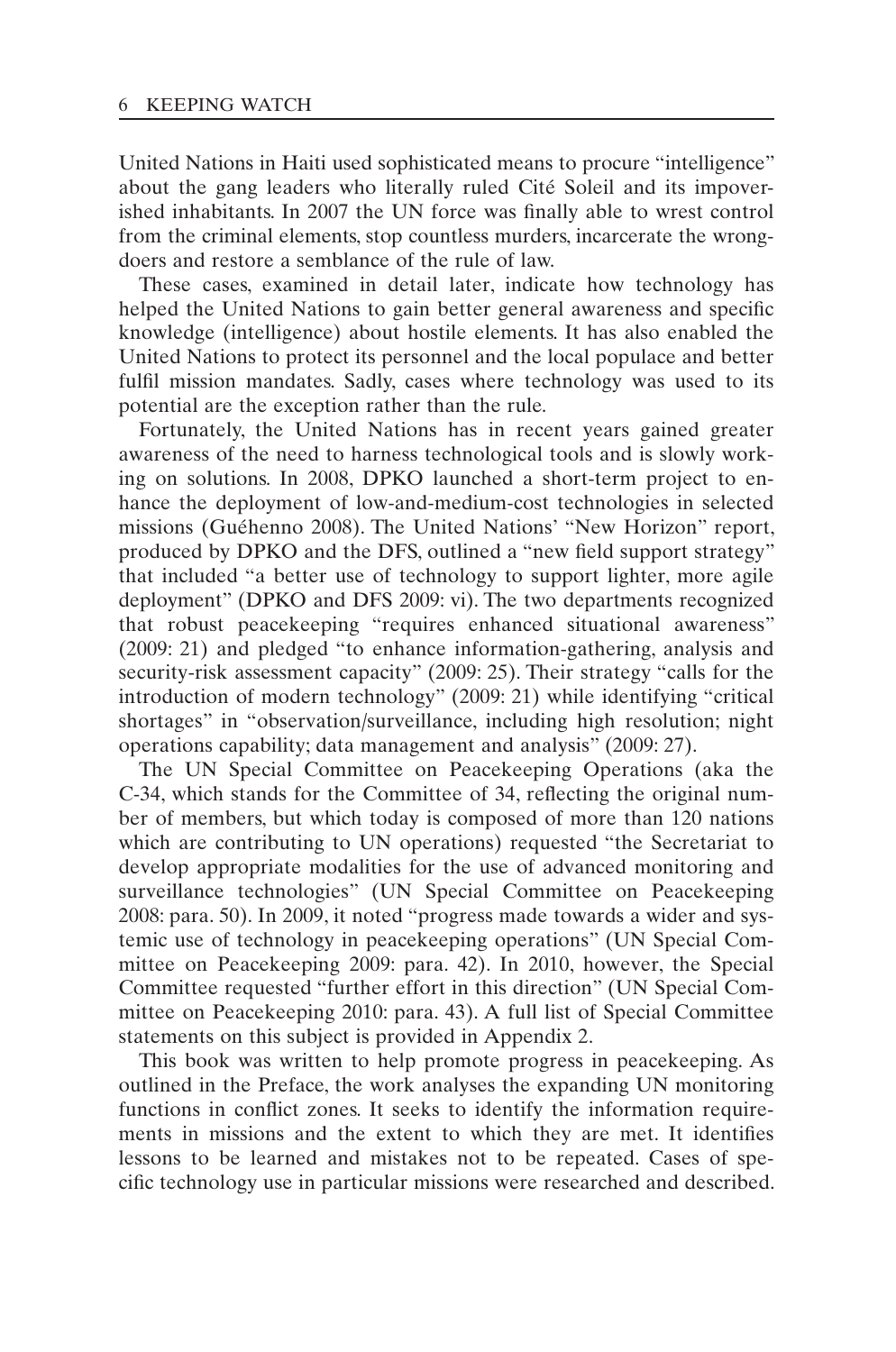United Nations in Haiti used sophisticated means to procure "intelligence" about the gang leaders who literally ruled Cité Soleil and its impoverished inhabitants. In 2007 the UN force was finally able to wrest control from the criminal elements, stop countless murders, incarcerate the wrongdoers and restore a semblance of the rule of law.

These cases, examined in detail later, indicate how technology has helped the United Nations to gain better general awareness and specific knowledge (intelligence) about hostile elements. It has also enabled the United Nations to protect its personnel and the local populace and better fulfil mission mandates. Sadly, cases where technology was used to its potential are the exception rather than the rule.

Fortunately, the United Nations has in recent years gained greater awareness of the need to harness technological tools and is slowly working on solutions. In 2008, DPKO launched a short-term project to enhance the deployment of low-and-medium-cost technologies in selected missions (Guéhenno 2008). The United Nations' "New Horizon" report, produced by DPKO and the DFS, outlined a "new field support strategy" that included "a better use of technology to support lighter, more agile deployment" (DPKO and DFS 2009: vi). The two departments recognized that robust peacekeeping "requires enhanced situational awareness" (2009: 21) and pledged "to enhance information-gathering, analysis and security-risk assessment capacity" (2009: 25). Their strategy "calls for the introduction of modern technology" (2009: 21) while identifying "critical shortages" in "observation/surveillance, including high resolution; night operations capability; data management and analysis" (2009: 27).

The UN Special Committee on Peacekeeping Operations (aka the C-34, which stands for the Committee of 34, reflecting the original number of members, but which today is composed of more than 120 nations which are contributing to UN operations) requested "the Secretariat to develop appropriate modalities for the use of advanced monitoring and surveillance technologies" (UN Special Committee on Peacekeeping 2008: para. 50). In 2009, it noted "progress made towards a wider and systemic use of technology in peacekeeping operations" (UN Special Committee on Peacekeeping 2009: para. 42). In 2010, however, the Special Committee requested "further effort in this direction" (UN Special Committee on Peacekeeping 2010: para. 43). A full list of Special Committee statements on this subject is provided in Appendix 2.

This book was written to help promote progress in peacekeeping. As outlined in the Preface, the work analyses the expanding UN monitoring functions in conflict zones. It seeks to identify the information requirements in missions and the extent to which they are met. It identifies lessons to be learned and mistakes not to be repeated. Cases of specific technology use in particular missions were researched and described.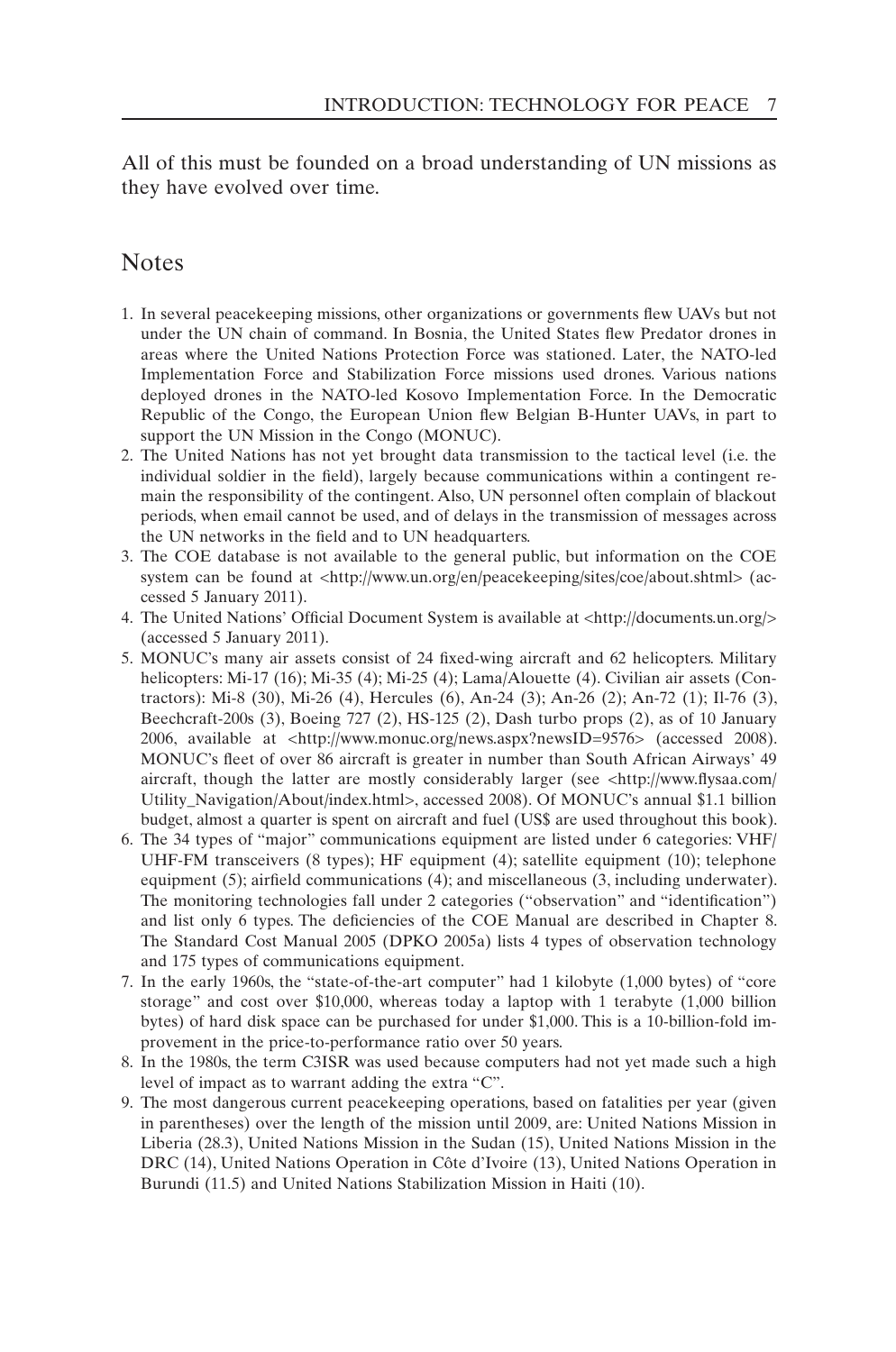All of this must be founded on a broad understanding of UN missions as they have evolved over time.

## Notes

1. In several peacekeeping missions, other organizations or governments flew UAVs but not under the UN chain of command. In Bosnia, the United States flew Predator drones in areas where the United Nations Protection Force was stationed. Later, the NATO-led Implementation Force and Stabilization Force missions used drones. Various nations deployed drones in the NATO-led Kosovo Implementation Force. In the Democratic Republic of the Congo, the European Union flew Belgian B-Hunter UAVs, in part to support the UN Mission in the Congo (MONUC).
2. The United Nations has not yet brought data transmission to the tactical level (i.e. the individual soldier in the field), largely because communications within a contingent remain the responsibility of the contingent. Also, UN personnel often complain of blackout periods, when email cannot be used, and of delays in the transmission of messages across the UN networks in the field and to UN headquarters.
3. The COE database is not available to the general public, but information on the COE system can be found at <http://www.un.org/en/peacekeeping/sites/coe/about.shtml> (accessed 5 January 2011).
4. The United Nations' Official Document System is available at <http://documents.un.org/> (accessed 5 January 2011).
5. MONUC's many air assets consist of 24 fixed-wing aircraft and 62 helicopters. Military helicopters: Mi-17 (16); Mi-35 (4); Mi-25 (4); Lama/Alouette (4). Civilian air assets (Contractors): Mi-8 (30), Mi-26 (4), Hercules (6), An-24 (3); An-26 (2); An-72 (1); Il-76 (3), Beechcraft-200s (3), Boeing 727 (2), HS-125 (2), Dash turbo props (2), as of 10 January 2006, available at <http://www.monuc.org/news.aspx?newsID=9576> (accessed 2008). MONUC's fleet of over 86 aircraft is greater in number than South African Airways' 49 aircraft, though the latter are mostly considerably larger (see <http://www.flysaa.com/Utility_Navigation/About/index.html>, accessed 2008). Of MONUC's annual $1.1 billion budget, almost a quarter is spent on aircraft and fuel (US$ are used throughout this book).
6. The 34 types of "major" communications equipment are listed under 6 categories: VHF/UHF-FM transceivers (8 types); HF equipment (4); satellite equipment (10); telephone equipment (5); airfield communications (4); and miscellaneous (3, including underwater). The monitoring technologies fall under 2 categories ("observation" and "identification") and list only 6 types. The deficiencies of the COE Manual are described in Chapter 8. The Standard Cost Manual 2005 (DPKO 2005a) lists 4 types of observation technology and 175 types of communications equipment.
7. In the early 1960s, the "state-of-the-art computer" had 1 kilobyte (1,000 bytes) of "core storage" and cost over $10,000, whereas today a laptop with 1 terabyte (1,000 billion bytes) of hard disk space can be purchased for under $1,000. This is a 10-billion-fold improvement in the price-to-performance ratio over 50 years.
8. In the 1980s, the term C3ISR was used because computers had not yet made such a high level of impact as to warrant adding the extra "C".
9. The most dangerous current peacekeeping operations, based on fatalities per year (given in parentheses) over the length of the mission until 2009, are: United Nations Mission in Liberia (28.3), United Nations Mission in the Sudan (15), United Nations Mission in the DRC (14), United Nations Operation in Côte d'Ivoire (13), United Nations Operation in Burundi (11.5) and United Nations Stabilization Mission in Haiti (10).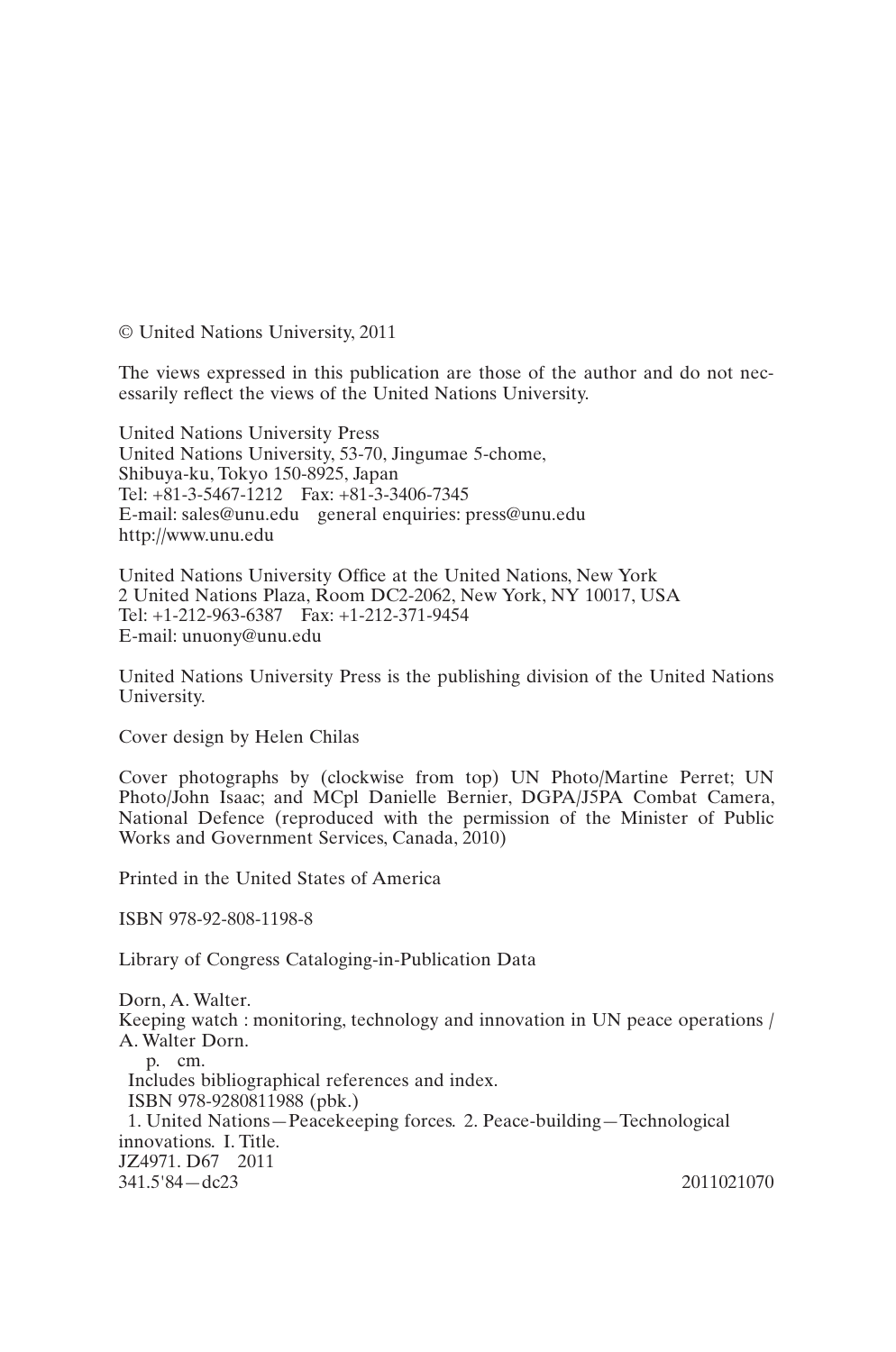© United Nations University, 2011

The views expressed in this publication are those of the author and do not necessarily reflect the views of the United Nations University.

United Nations University Press
United Nations University, 53-70, Jingumae 5-chome,
Shibuya-ku, Tokyo 150-8925, Japan
Tel: +81-3-5467-1212    Fax: +81-3-3406-7345
E-mail: sales@unu.edu    general enquiries: press@unu.edu
http://www.unu.edu

United Nations University Office at the United Nations, New York
2 United Nations Plaza, Room DC2-2062, New York, NY 10017, USA
Tel: +1-212-963-6387    Fax: +1-212-371-9454
E-mail: unuony@unu.edu

United Nations University Press is the publishing division of the United Nations University.

Cover design by Helen Chilas

Cover photographs by (clockwise from top) UN Photo/Martine Perret; UN Photo/John Isaac; and MCpl Danielle Bernier, DGPA/J5PA Combat Camera, National Defence (reproduced with the permission of the Minister of Public Works and Government Services, Canada, 2010)

Printed in the United States of America

ISBN 978-92-808-1198-8

Library of Congress Cataloging-in-Publication Data

Dorn, A. Walter.
Keeping watch : monitoring, technology and innovation in UN peace operations / A. Walter Dorn.
    p.   cm.
  Includes bibliographical references and index.
  ISBN 978-9280811988 (pbk.)
  1. United Nations—Peacekeeping forces. 2. Peace-building—Technological innovations. I. Title.
JZ4971. D67   2011
341.5'84—dc23                                                                                    2011021070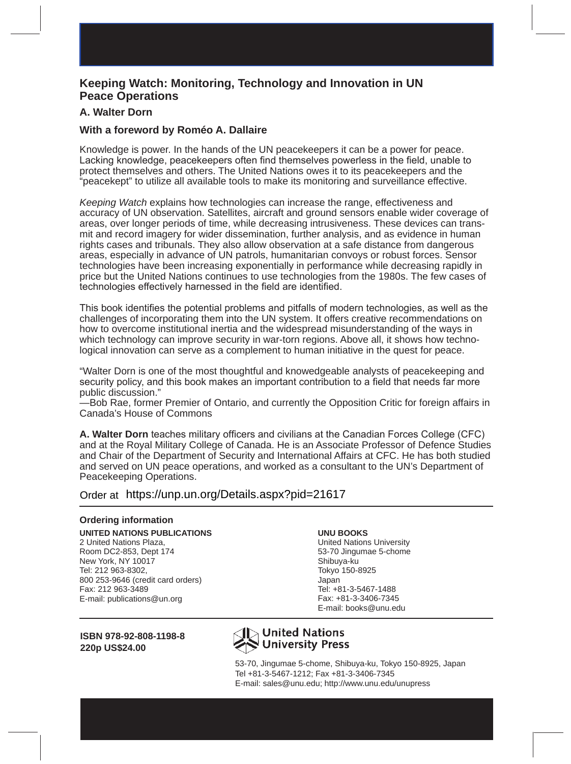# Keeping Watch: Monitoring, Technology and Innovation in UN Peace Operations

**A. Walter Dorn**

**With a foreword by Roméo A. Dallaire**

Knowledge is power. In the hands of the UN peacekeepers it can be a power for peace. Lacking knowledge, peacekeepers often find themselves powerless in the field, unable to protect themselves and others. The United Nations owes it to its peacekeepers and the "peacekept" to utilize all available tools to make its monitoring and surveillance effective.

*Keeping Watch* explains how technologies can increase the range, effectiveness and accuracy of UN observation. Satellites, aircraft and ground sensors enable wider coverage of areas, over longer periods of time, while decreasing intrusiveness. These devices can transmit and record imagery for wider dissemination, further analysis, and as evidence in human rights cases and tribunals. They also allow observation at a safe distance from dangerous areas, especially in advance of UN patrols, humanitarian convoys or robust forces. Sensor technologies have been increasing exponentially in performance while decreasing rapidly in price but the United Nations continues to use technologies from the 1980s. The few cases of technologies effectively harnessed in the field are identified.

This book identifies the potential problems and pitfalls of modern technologies, as well as the challenges of incorporating them into the UN system. It offers creative recommendations on how to overcome institutional inertia and the widespread misunderstanding of the ways in which technology can improve security in war-torn regions. Above all, it shows how technological innovation can serve as a complement to human initiative in the quest for peace.

"Walter Dorn is one of the most thoughtful and knowedgeable analysts of peacekeeping and security policy, and this book makes an important contribution to a field that needs far more public discussion."
—Bob Rae, former Premier of Ontario, and currently the Opposition Critic for foreign affairs in Canada's House of Commons

**A. Walter Dorn** teaches military officers and civilians at the Canadian Forces College (CFC) and at the Royal Military College of Canada. He is an Associate Professor of Defence Studies and Chair of the Department of Security and International Affairs at CFC. He has both studied and served on UN peace operations, and worked as a consultant to the UN's Department of Peacekeeping Operations.

Order at https://unp.un.org/Details.aspx?pid=21617

---

**Ordering information**

**UNITED NATIONS PUBLICATIONS**
2 United Nations Plaza,
Room DC2-853, Dept 174
New York, NY 10017
Tel: 212 963-8302,
800 253-9646 (credit card orders)
Fax: 212 963-3489
E-mail: publications@un.org

**UNU BOOKS**
United Nations University
53-70 Jingumae 5-chome
Shibuya-ku
Tokyo 150-8925
Japan
Tel: +81-3-5467-1488
Fax: +81-3-3406-7345
E-mail: books@unu.edu

---

**ISBN 978-92-808-1198-8**
**220p US$24.00**

United Nations University Press

53-70, Jingumae 5-chome, Shibuya-ku, Tokyo 150-8925, Japan
Tel +81-3-5467-1212; Fax +81-3-3406-7345
E-mail: sales@unu.edu; http://www.unu.edu/unupress